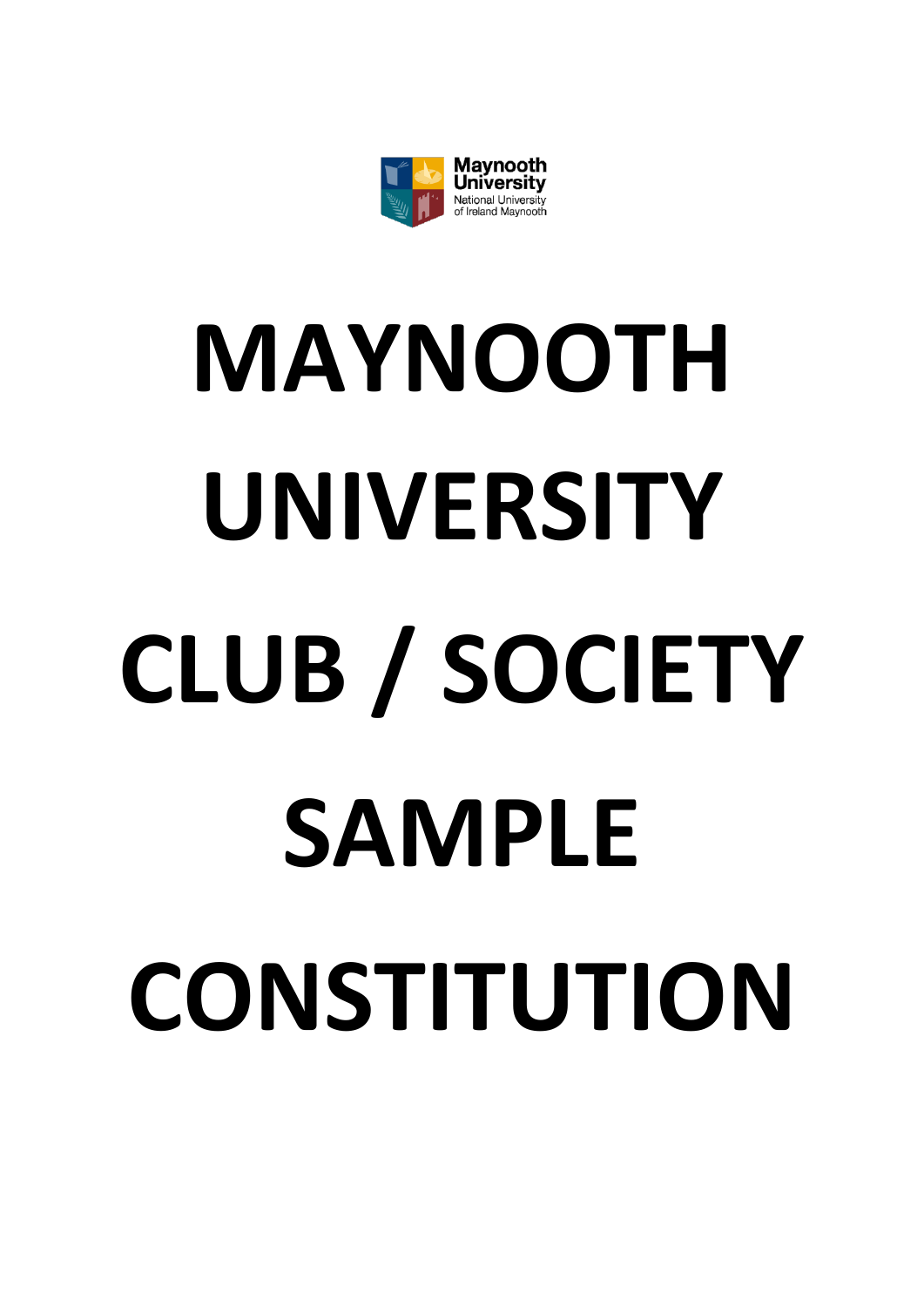Maynooth University
National University of Ireland Maynooth

# MAYNOOTH UNIVERSITY CLUB / SOCIETY SAMPLE CONSTITUTION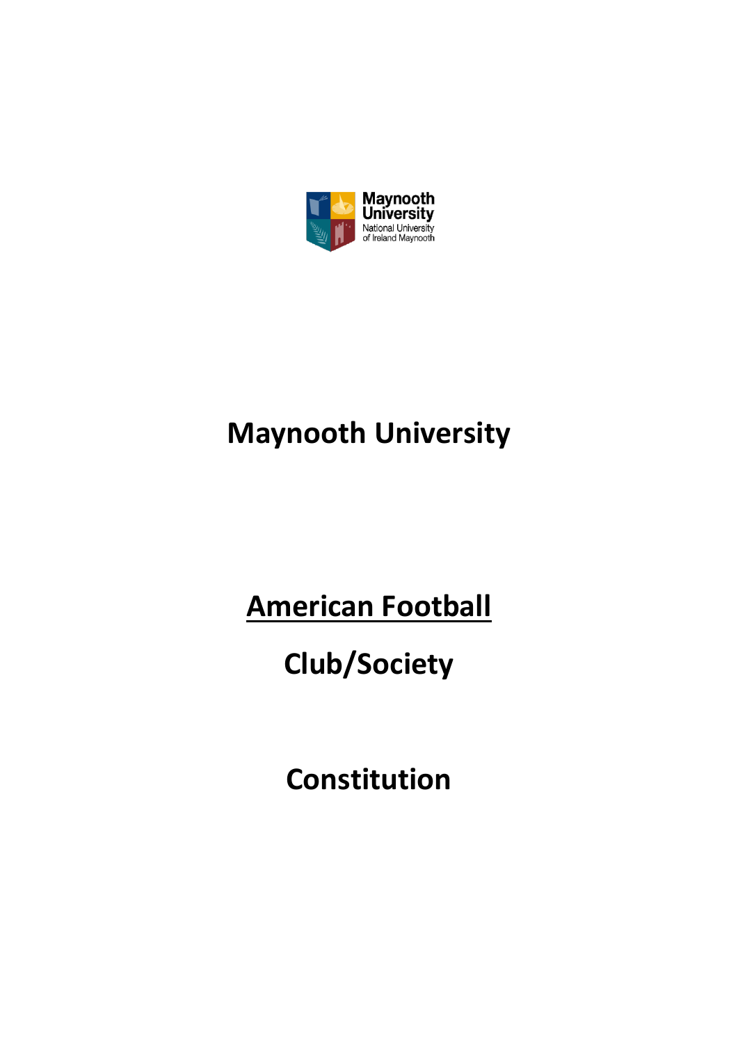# Maynooth University

## American Football

## Club/Society

## Constitution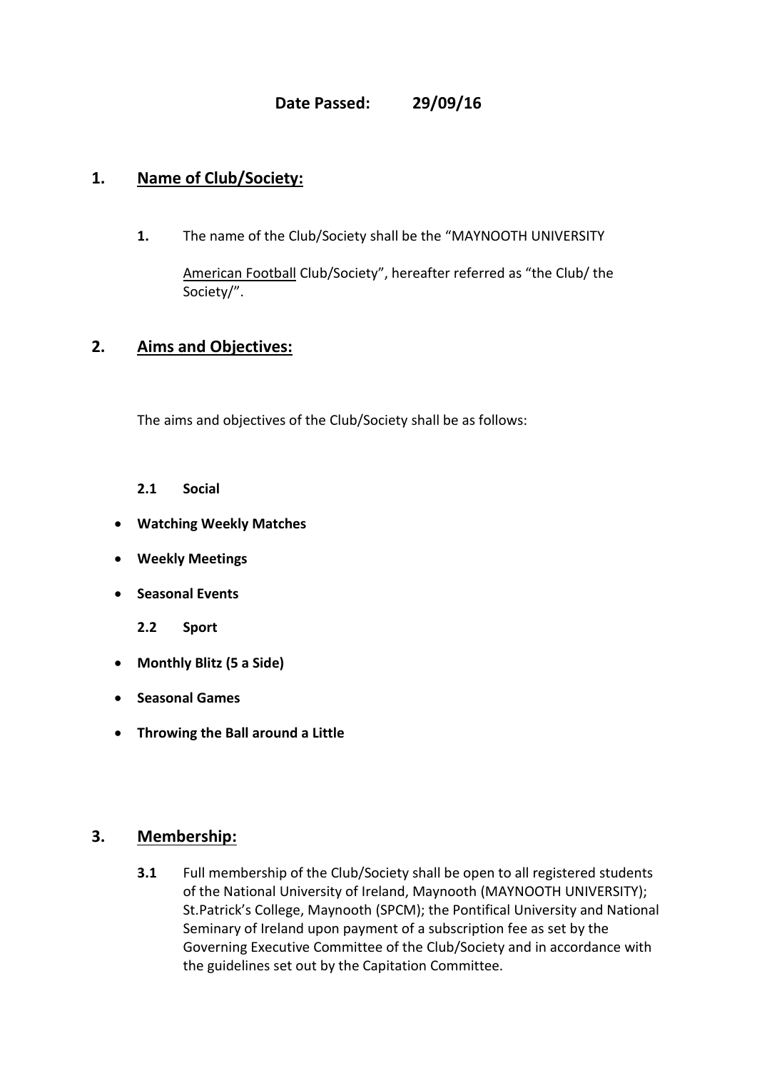**Date Passed: 29/09/16**

## 1. Name of Club/Society:

**1.** The name of the Club/Society shall be the "MAYNOOTH UNIVERSITY American Football Club/Society", hereafter referred as "the Club/ the Society/".

## 2. Aims and Objectives:

The aims and objectives of the Club/Society shall be as follows:

**2.1 Social**

- **Watching Weekly Matches**
- **Weekly Meetings**
- **Seasonal Events**

**2.2 Sport**

- **Monthly Blitz (5 a Side)**
- **Seasonal Games**
- **Throwing the Ball around a Little**

## 3. Membership:

**3.1** Full membership of the Club/Society shall be open to all registered students of the National University of Ireland, Maynooth (MAYNOOTH UNIVERSITY); St.Patrick's College, Maynooth (SPCM); the Pontifical University and National Seminary of Ireland upon payment of a subscription fee as set by the Governing Executive Committee of the Club/Society and in accordance with the guidelines set out by the Capitation Committee.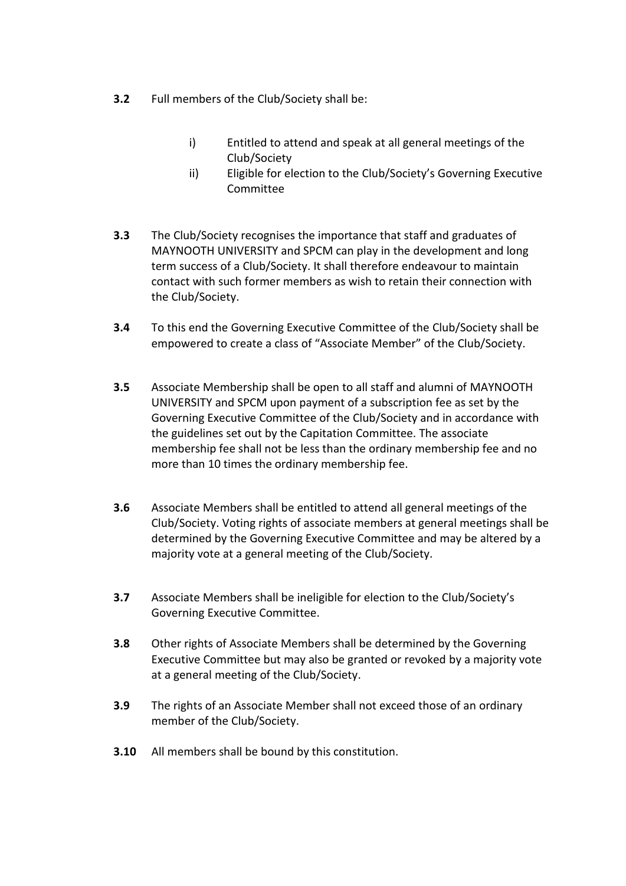**3.2** Full members of the Club/Society shall be:

i) Entitled to attend and speak at all general meetings of the Club/Society

ii) Eligible for election to the Club/Society's Governing Executive Committee

**3.3** The Club/Society recognises the importance that staff and graduates of MAYNOOTH UNIVERSITY and SPCM can play in the development and long term success of a Club/Society. It shall therefore endeavour to maintain contact with such former members as wish to retain their connection with the Club/Society.

**3.4** To this end the Governing Executive Committee of the Club/Society shall be empowered to create a class of "Associate Member" of the Club/Society.

**3.5** Associate Membership shall be open to all staff and alumni of MAYNOOTH UNIVERSITY and SPCM upon payment of a subscription fee as set by the Governing Executive Committee of the Club/Society and in accordance with the guidelines set out by the Capitation Committee. The associate membership fee shall not be less than the ordinary membership fee and no more than 10 times the ordinary membership fee.

**3.6** Associate Members shall be entitled to attend all general meetings of the Club/Society. Voting rights of associate members at general meetings shall be determined by the Governing Executive Committee and may be altered by a majority vote at a general meeting of the Club/Society.

**3.7** Associate Members shall be ineligible for election to the Club/Society's Governing Executive Committee.

**3.8** Other rights of Associate Members shall be determined by the Governing Executive Committee but may also be granted or revoked by a majority vote at a general meeting of the Club/Society.

**3.9** The rights of an Associate Member shall not exceed those of an ordinary member of the Club/Society.

**3.10** All members shall be bound by this constitution.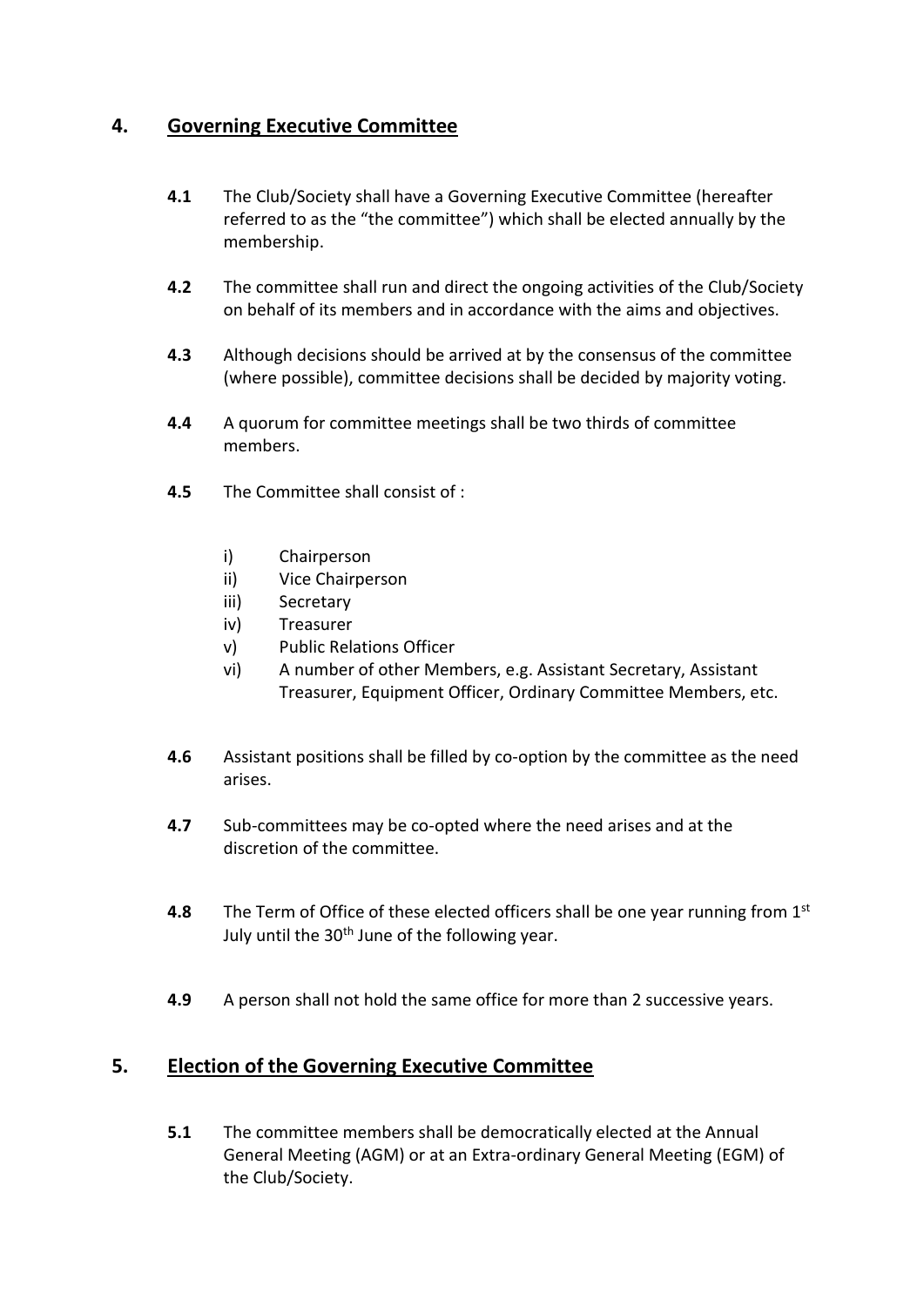## 4. Governing Executive Committee

**4.1** The Club/Society shall have a Governing Executive Committee (hereafter referred to as the "the committee") which shall be elected annually by the membership.

**4.2** The committee shall run and direct the ongoing activities of the Club/Society on behalf of its members and in accordance with the aims and objectives.

**4.3** Although decisions should be arrived at by the consensus of the committee (where possible), committee decisions shall be decided by majority voting.

**4.4** A quorum for committee meetings shall be two thirds of committee members.

**4.5** The Committee shall consist of :

- i) Chairperson
- ii) Vice Chairperson
- iii) Secretary
- iv) Treasurer
- v) Public Relations Officer
- vi) A number of other Members, e.g. Assistant Secretary, Assistant Treasurer, Equipment Officer, Ordinary Committee Members, etc.

**4.6** Assistant positions shall be filled by co-option by the committee as the need arises.

**4.7** Sub-committees may be co-opted where the need arises and at the discretion of the committee.

**4.8** The Term of Office of these elected officers shall be one year running from 1st July until the 30th June of the following year.

**4.9** A person shall not hold the same office for more than 2 successive years.

## 5. Election of the Governing Executive Committee

**5.1** The committee members shall be democratically elected at the Annual General Meeting (AGM) or at an Extra-ordinary General Meeting (EGM) of the Club/Society.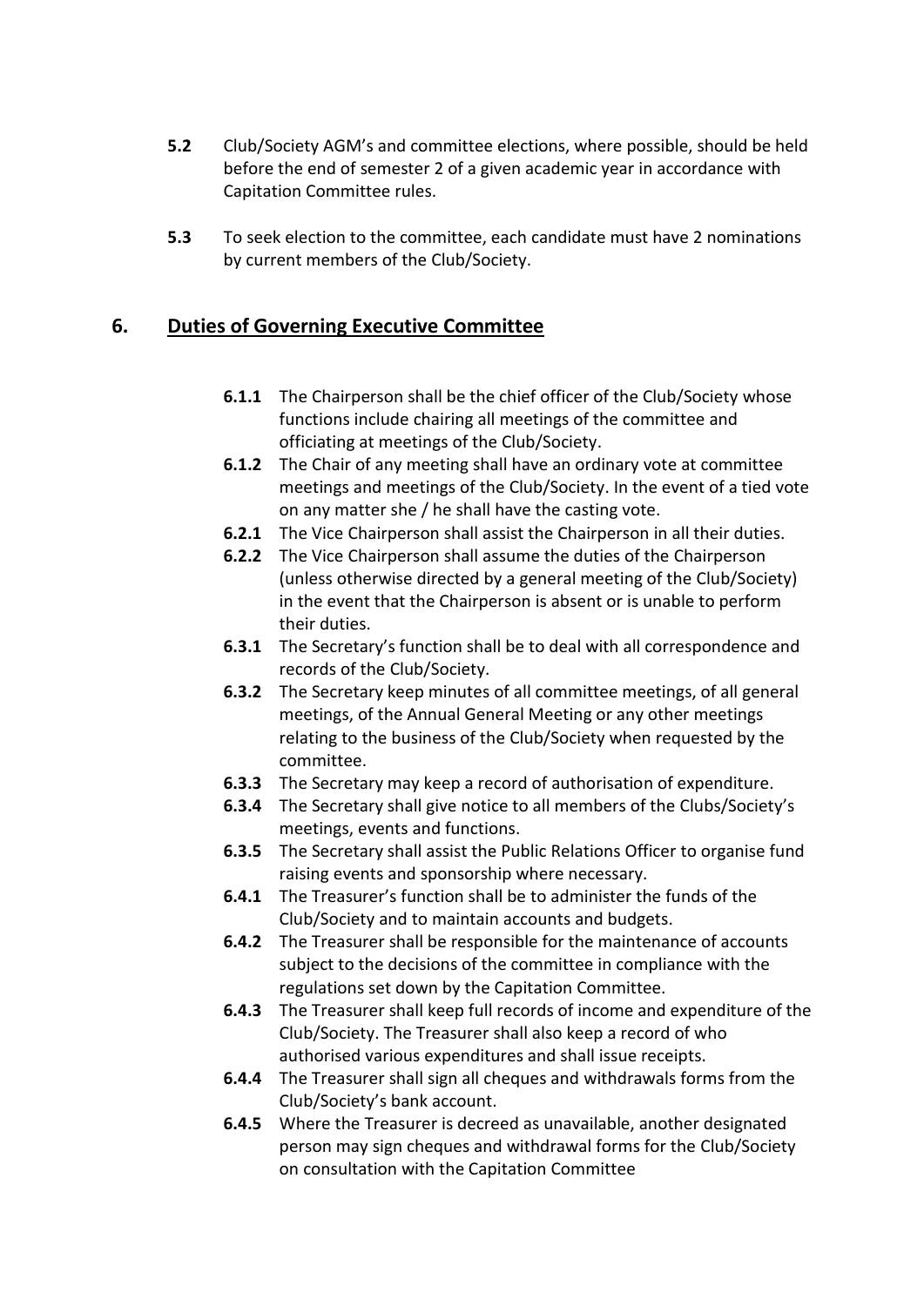**5.2** Club/Society AGM's and committee elections, where possible, should be held before the end of semester 2 of a given academic year in accordance with Capitation Committee rules.

**5.3** To seek election to the committee, each candidate must have 2 nominations by current members of the Club/Society.

## 6. Duties of Governing Executive Committee

**6.1.1** The Chairperson shall be the chief officer of the Club/Society whose functions include chairing all meetings of the committee and officiating at meetings of the Club/Society.

**6.1.2** The Chair of any meeting shall have an ordinary vote at committee meetings and meetings of the Club/Society. In the event of a tied vote on any matter she / he shall have the casting vote.

**6.2.1** The Vice Chairperson shall assist the Chairperson in all their duties.

**6.2.2** The Vice Chairperson shall assume the duties of the Chairperson (unless otherwise directed by a general meeting of the Club/Society) in the event that the Chairperson is absent or is unable to perform their duties.

**6.3.1** The Secretary's function shall be to deal with all correspondence and records of the Club/Society.

**6.3.2** The Secretary keep minutes of all committee meetings, of all general meetings, of the Annual General Meeting or any other meetings relating to the business of the Club/Society when requested by the committee.

**6.3.3** The Secretary may keep a record of authorisation of expenditure.

**6.3.4** The Secretary shall give notice to all members of the Clubs/Society's meetings, events and functions.

**6.3.5** The Secretary shall assist the Public Relations Officer to organise fund raising events and sponsorship where necessary.

**6.4.1** The Treasurer's function shall be to administer the funds of the Club/Society and to maintain accounts and budgets.

**6.4.2** The Treasurer shall be responsible for the maintenance of accounts subject to the decisions of the committee in compliance with the regulations set down by the Capitation Committee.

**6.4.3** The Treasurer shall keep full records of income and expenditure of the Club/Society. The Treasurer shall also keep a record of who authorised various expenditures and shall issue receipts.

**6.4.4** The Treasurer shall sign all cheques and withdrawals forms from the Club/Society's bank account.

**6.4.5** Where the Treasurer is decreed as unavailable, another designated person may sign cheques and withdrawal forms for the Club/Society on consultation with the Capitation Committee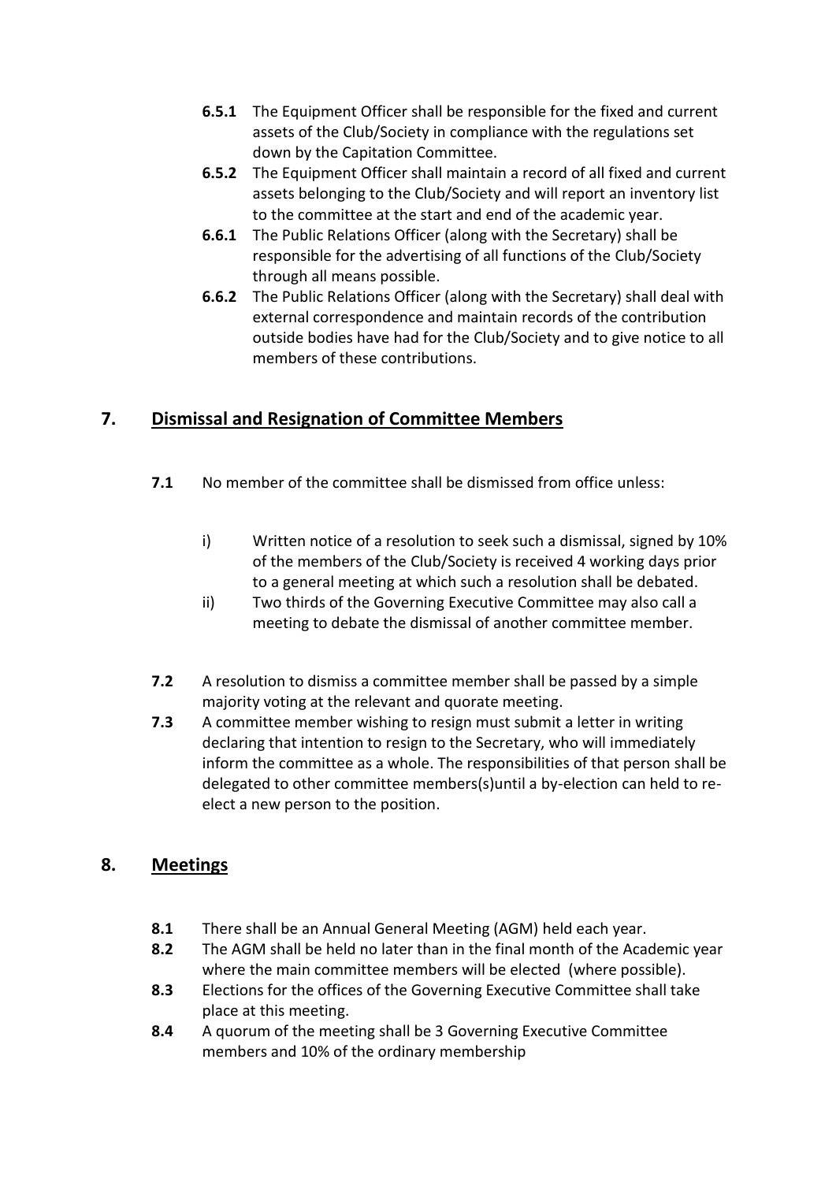- **6.5.1** The Equipment Officer shall be responsible for the fixed and current assets of the Club/Society in compliance with the regulations set down by the Capitation Committee.
- **6.5.2** The Equipment Officer shall maintain a record of all fixed and current assets belonging to the Club/Society and will report an inventory list to the committee at the start and end of the academic year.
- **6.6.1** The Public Relations Officer (along with the Secretary) shall be responsible for the advertising of all functions of the Club/Society through all means possible.
- **6.6.2** The Public Relations Officer (along with the Secretary) shall deal with external correspondence and maintain records of the contribution outside bodies have had for the Club/Society and to give notice to all members of these contributions.

## 7. Dismissal and Resignation of Committee Members

**7.1** No member of the committee shall be dismissed from office unless:

- i) Written notice of a resolution to seek such a dismissal, signed by 10% of the members of the Club/Society is received 4 working days prior to a general meeting at which such a resolution shall be debated.
- ii) Two thirds of the Governing Executive Committee may also call a meeting to debate the dismissal of another committee member.

**7.2** A resolution to dismiss a committee member shall be passed by a simple majority voting at the relevant and quorate meeting.

**7.3** A committee member wishing to resign must submit a letter in writing declaring that intention to resign to the Secretary, who will immediately inform the committee as a whole. The responsibilities of that person shall be delegated to other committee members(s)until a by-election can held to re-elect a new person to the position.

## 8. Meetings

**8.1** There shall be an Annual General Meeting (AGM) held each year.

**8.2** The AGM shall be held no later than in the final month of the Academic year where the main committee members will be elected (where possible).

**8.3** Elections for the offices of the Governing Executive Committee shall take place at this meeting.

**8.4** A quorum of the meeting shall be 3 Governing Executive Committee members and 10% of the ordinary membership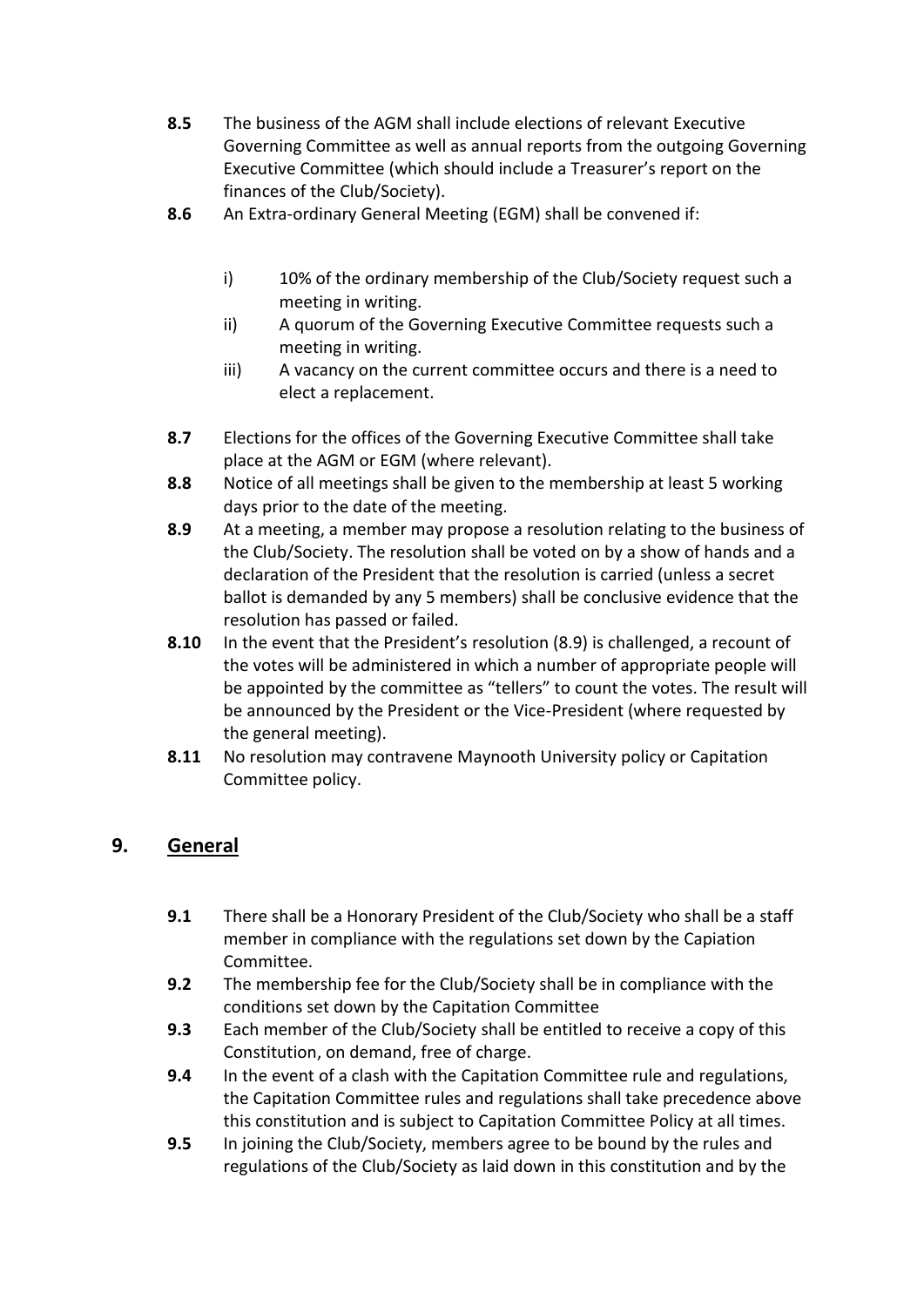**8.5** The business of the AGM shall include elections of relevant Executive Governing Committee as well as annual reports from the outgoing Governing Executive Committee (which should include a Treasurer's report on the finances of the Club/Society).

**8.6** An Extra-ordinary General Meeting (EGM) shall be convened if:

- i) 10% of the ordinary membership of the Club/Society request such a meeting in writing.
- ii) A quorum of the Governing Executive Committee requests such a meeting in writing.
- iii) A vacancy on the current committee occurs and there is a need to elect a replacement.

**8.7** Elections for the offices of the Governing Executive Committee shall take place at the AGM or EGM (where relevant).

**8.8** Notice of all meetings shall be given to the membership at least 5 working days prior to the date of the meeting.

**8.9** At a meeting, a member may propose a resolution relating to the business of the Club/Society. The resolution shall be voted on by a show of hands and a declaration of the President that the resolution is carried (unless a secret ballot is demanded by any 5 members) shall be conclusive evidence that the resolution has passed or failed.

**8.10** In the event that the President's resolution (8.9) is challenged, a recount of the votes will be administered in which a number of appropriate people will be appointed by the committee as "tellers" to count the votes. The result will be announced by the President or the Vice-President (where requested by the general meeting).

**8.11** No resolution may contravene Maynooth University policy or Capitation Committee policy.

## 9. General

**9.1** There shall be a Honorary President of the Club/Society who shall be a staff member in compliance with the regulations set down by the Capiation Committee.

**9.2** The membership fee for the Club/Society shall be in compliance with the conditions set down by the Capitation Committee

**9.3** Each member of the Club/Society shall be entitled to receive a copy of this Constitution, on demand, free of charge.

**9.4** In the event of a clash with the Capitation Committee rule and regulations, the Capitation Committee rules and regulations shall take precedence above this constitution and is subject to Capitation Committee Policy at all times.

**9.5** In joining the Club/Society, members agree to be bound by the rules and regulations of the Club/Society as laid down in this constitution and by the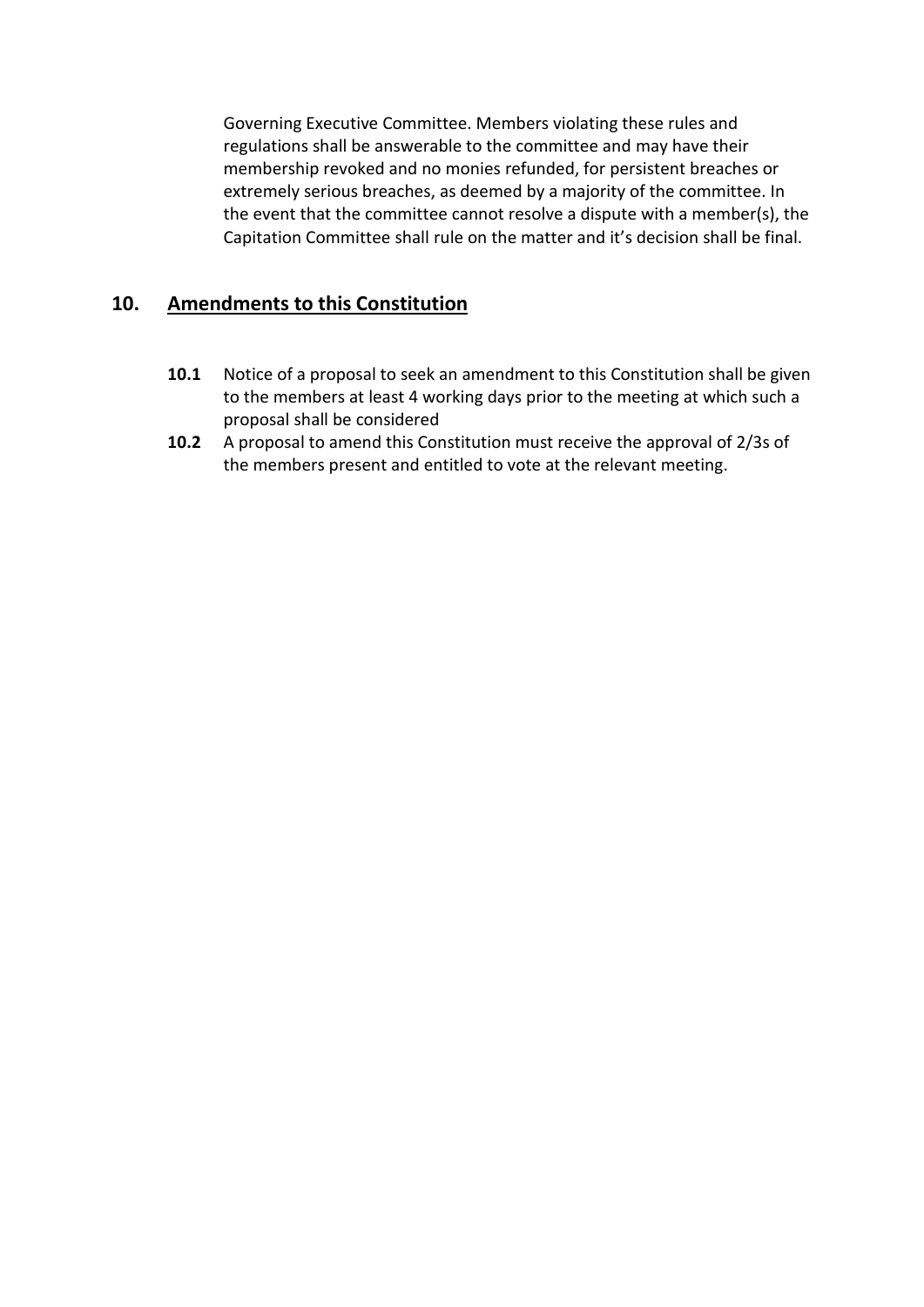Governing Executive Committee. Members violating these rules and regulations shall be answerable to the committee and may have their membership revoked and no monies refunded, for persistent breaches or extremely serious breaches, as deemed by a majority of the committee. In the event that the committee cannot resolve a dispute with a member(s), the Capitation Committee shall rule on the matter and it's decision shall be final.

## 10. Amendments to this Constitution

**10.1** Notice of a proposal to seek an amendment to this Constitution shall be given to the members at least 4 working days prior to the meeting at which such a proposal shall be considered

**10.2** A proposal to amend this Constitution must receive the approval of 2/3s of the members present and entitled to vote at the relevant meeting.